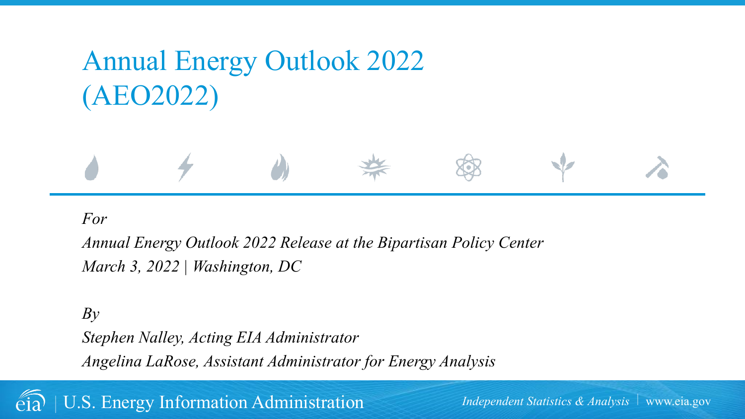# Annual Energy Outlook 2022 (AEO2022)

*For*

*Annual Energy Outlook 2022 Release at the Bipartisan Policy Center*

*March 3, 2022 | Washington, DC*

*By*

*Stephen Nalley, Acting EIA Administrator*

*Angelina LaRose, Assistant Administrator for Energy Analysis*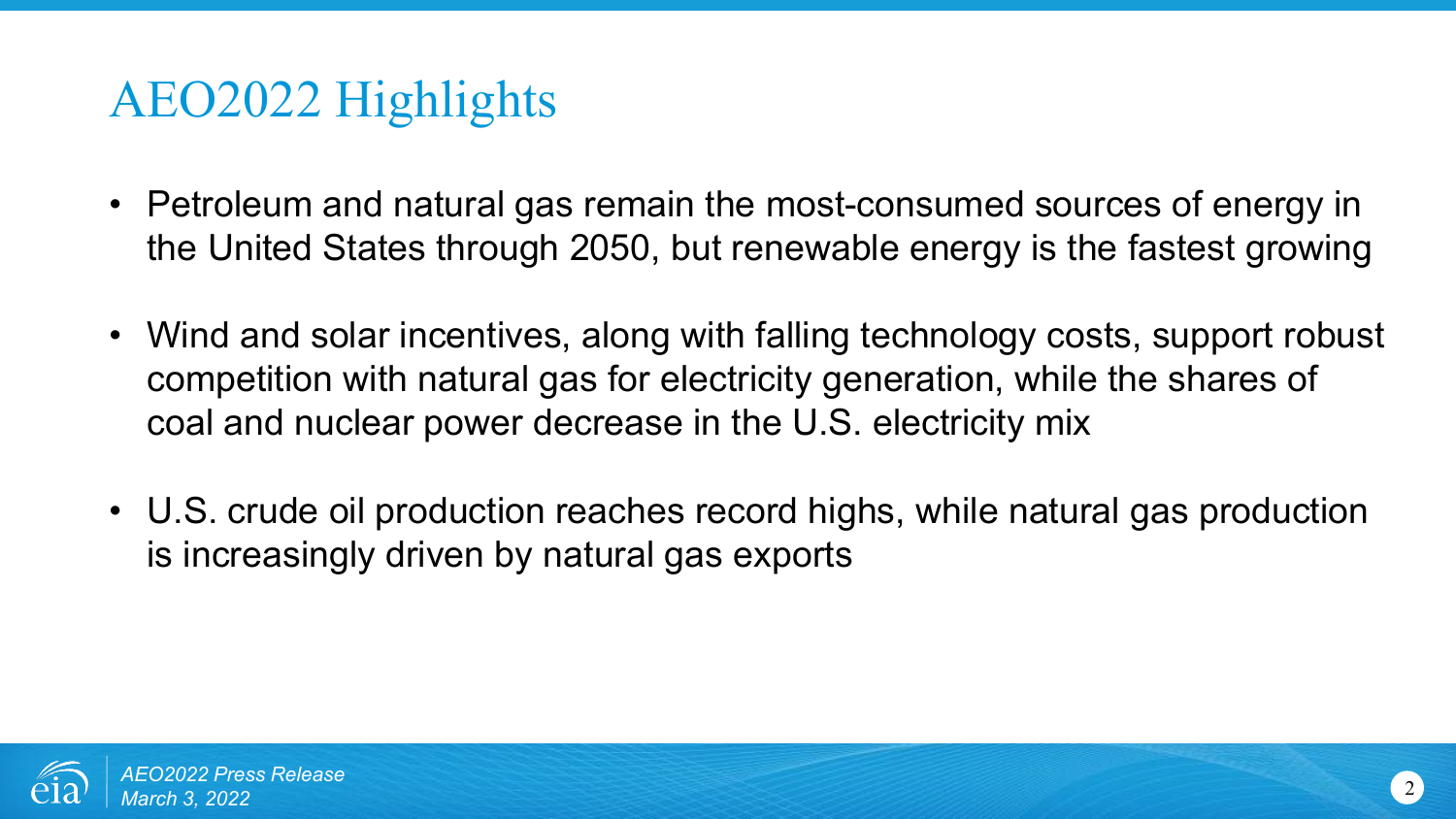# AEO2022 Highlights

- Petroleum and natural gas remain the most-consumed sources of energy in the United States through 2050, but renewable energy is the fastest growing
- Wind and solar incentives, along with falling technology costs, support robust competition with natural gas for electricity generation, while the shares of coal and nuclear power decrease in the U.S. electricity mix
- U.S. crude oil production reaches record highs, while natural gas production is increasingly driven by natural gas exports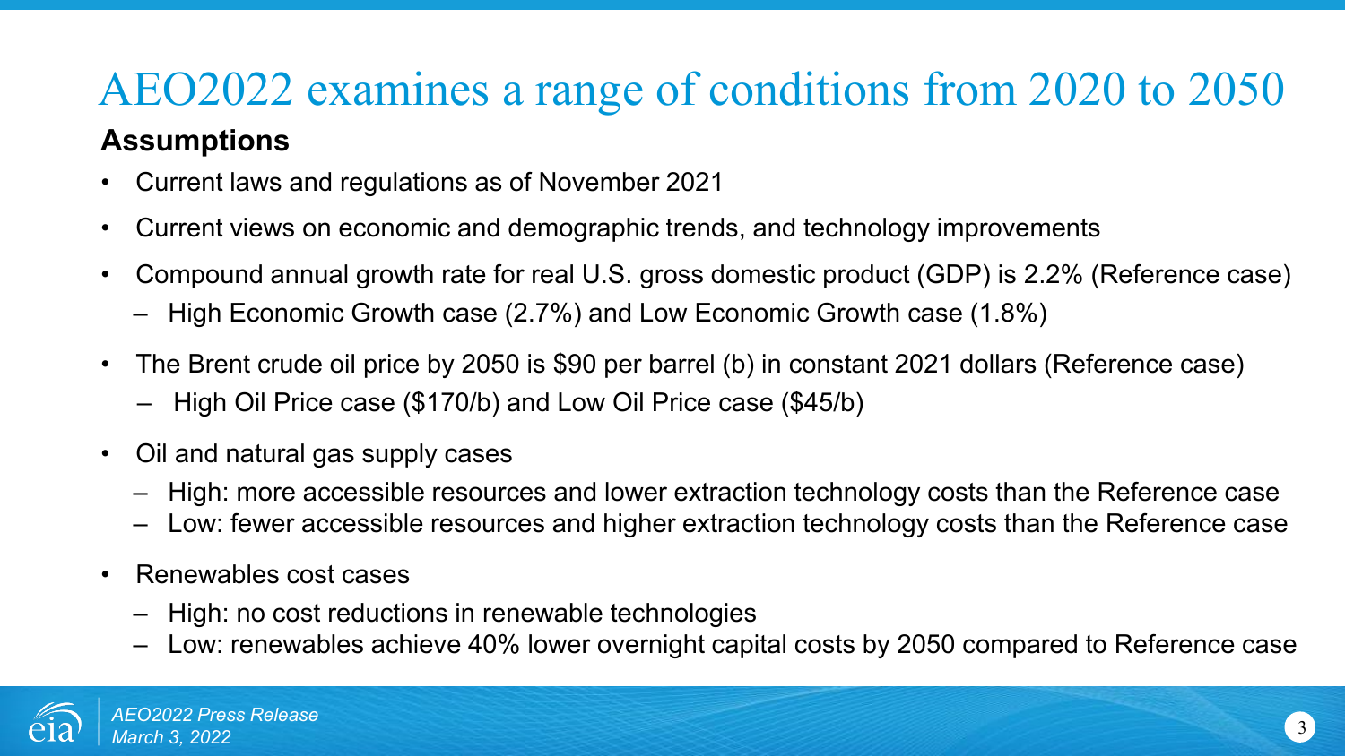# AEO2022 examines a range of conditions from 2020 to 2050

**Assumptions**

- Current laws and regulations as of November 2021
- Current views on economic and demographic trends, and technology improvements
- Compound annual growth rate for real U.S. gross domestic product (GDP) is 2.2% (Reference case)
  - High Economic Growth case (2.7%) and Low Economic Growth case (1.8%)
- The Brent crude oil price by 2050 is $90 per barrel (b) in constant 2021 dollars (Reference case)
  - High Oil Price case ($170/b) and Low Oil Price case ($45/b)
- Oil and natural gas supply cases
  - High: more accessible resources and lower extraction technology costs than the Reference case
  - Low: fewer accessible resources and higher extraction technology costs than the Reference case
- Renewables cost cases
  - High: no cost reductions in renewable technologies
  - Low: renewables achieve 40% lower overnight capital costs by 2050 compared to Reference case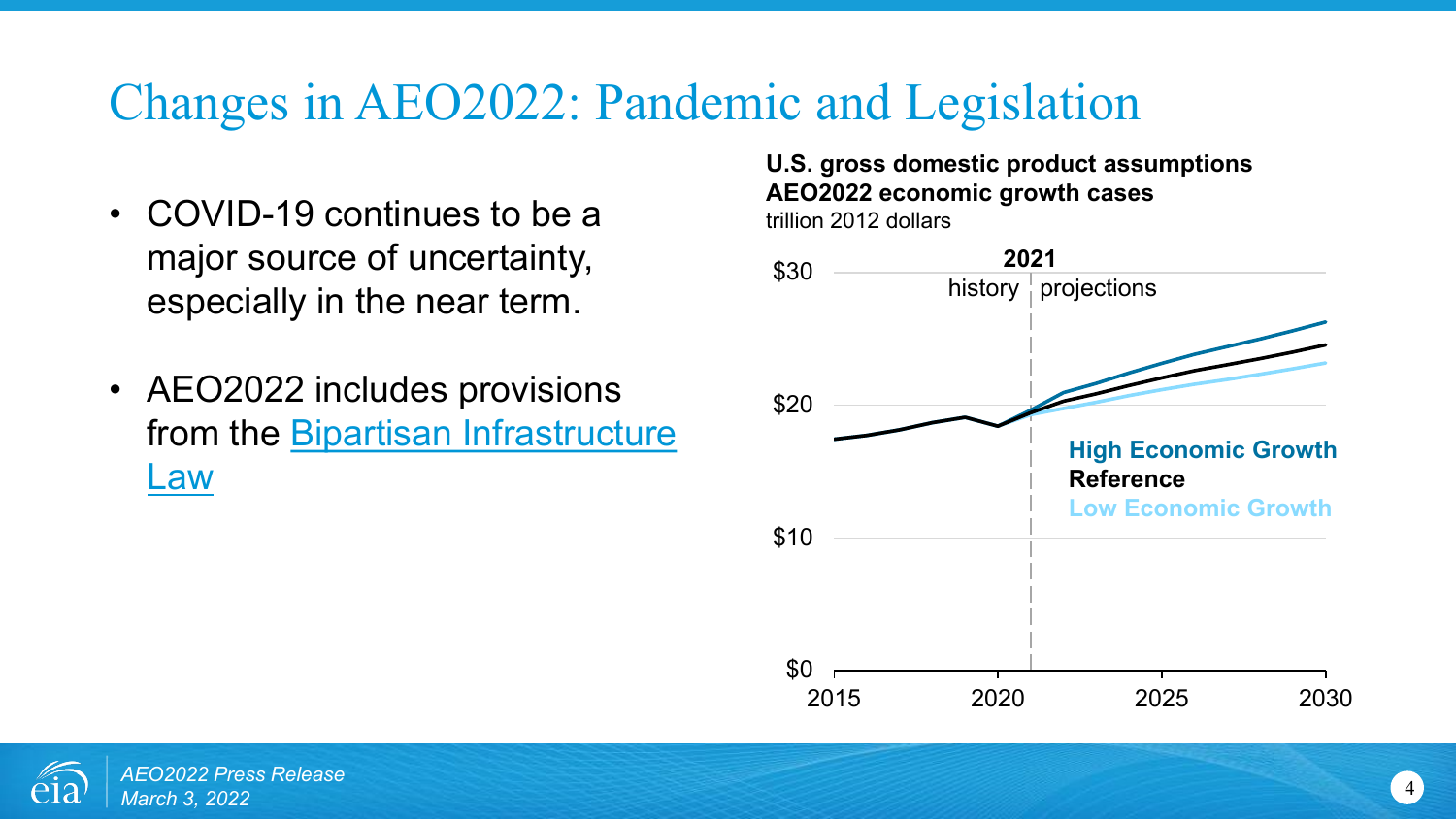# Changes in AEO2022: Pandemic and Legislation

- COVID-19 continues to be a major source of uncertainty, especially in the near term.
- AEO2022 includes provisions from the [Bipartisan Infrastructure Law]

**U.S. gross domestic product assumptions**
**AEO2022 economic growth cases**
trillion 2012 dollars

$30
$20
$10
$0

2015 2020 2025 2030

**2021**
history | projections

**High Economic Growth**
**Reference**
**Low Economic Growth**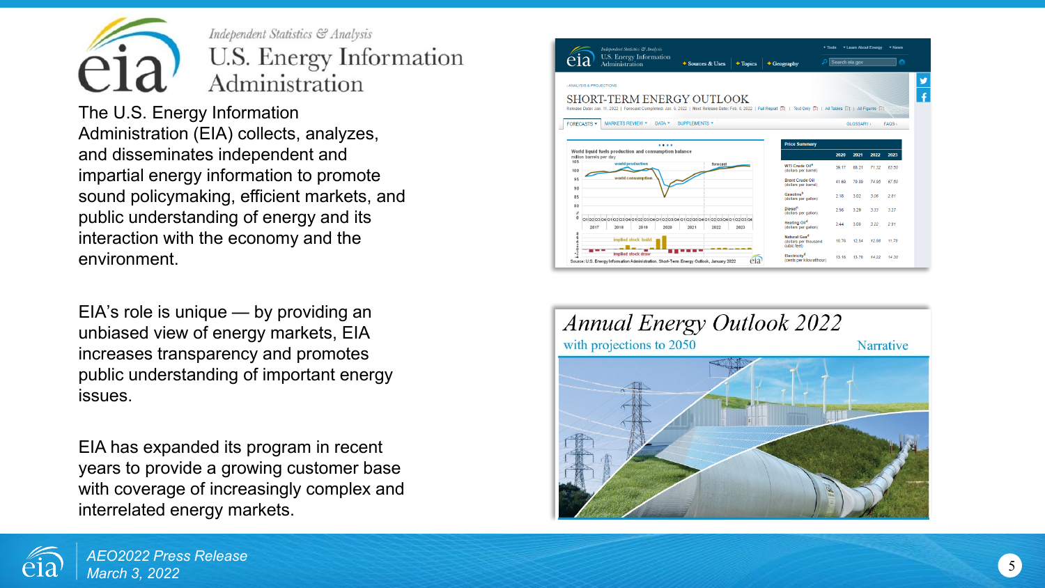The U.S. Energy Information Administration (EIA) collects, analyzes, and disseminates independent and impartial energy information to promote sound policymaking, efficient markets, and public understanding of energy and its interaction with the economy and the environment.

EIA's role is unique — by providing an unbiased view of energy markets, EIA increases transparency and promotes public understanding of important energy issues.

EIA has expanded its program in recent years to provide a growing customer base with coverage of increasingly complex and interrelated energy markets.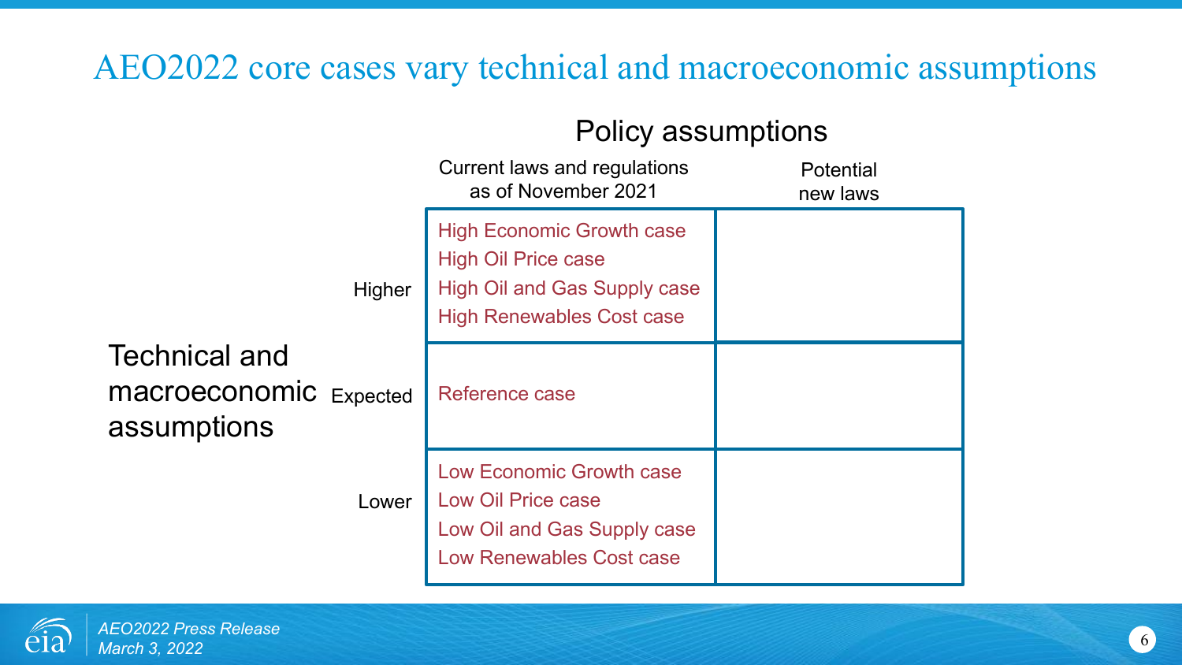# AEO2022 core cases vary technical and macroeconomic assumptions

| Technical and macroeconomic assumptions | Policy assumptions: Current laws and regulations as of November 2021 | Policy assumptions: Potential new laws |
|---|---|---|
| Higher | High Economic Growth case<br>High Oil Price case<br>High Oil and Gas Supply case<br>High Renewables Cost case | |
| Expected | Reference case | |
| Lower | Low Economic Growth case<br>Low Oil Price case<br>Low Oil and Gas Supply case<br>Low Renewables Cost case | |

*AEO2022 Press Release*
*March 3, 2022*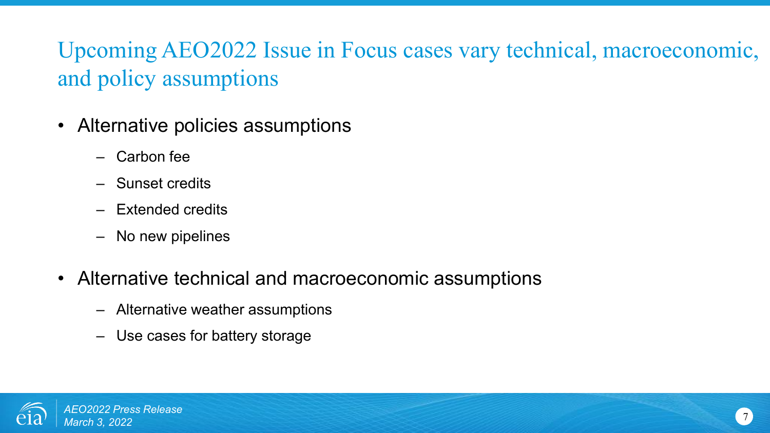# Upcoming AEO2022 Issue in Focus cases vary technical, macroeconomic, and policy assumptions

- Alternative policies assumptions
  - Carbon fee
  - Sunset credits
  - Extended credits
  - No new pipelines
- Alternative technical and macroeconomic assumptions
  - Alternative weather assumptions
  - Use cases for battery storage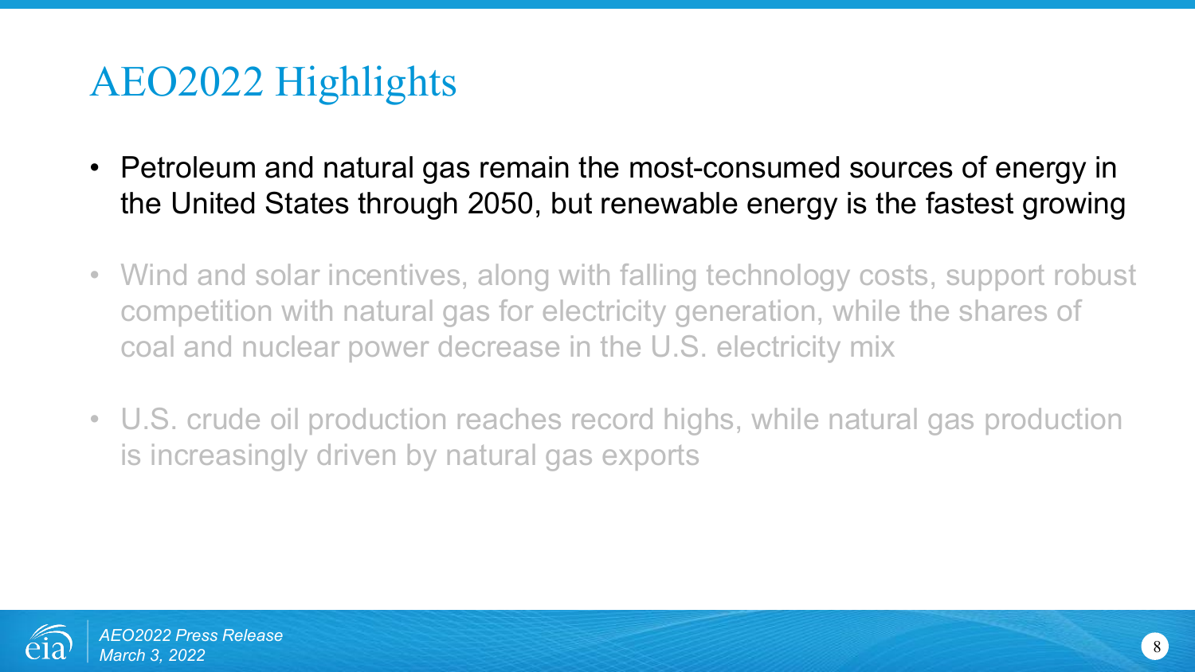# AEO2022 Highlights

- Petroleum and natural gas remain the most-consumed sources of energy in the United States through 2050, but renewable energy is the fastest growing
- Wind and solar incentives, along with falling technology costs, support robust competition with natural gas for electricity generation, while the shares of coal and nuclear power decrease in the U.S. electricity mix
- U.S. crude oil production reaches record highs, while natural gas production is increasingly driven by natural gas exports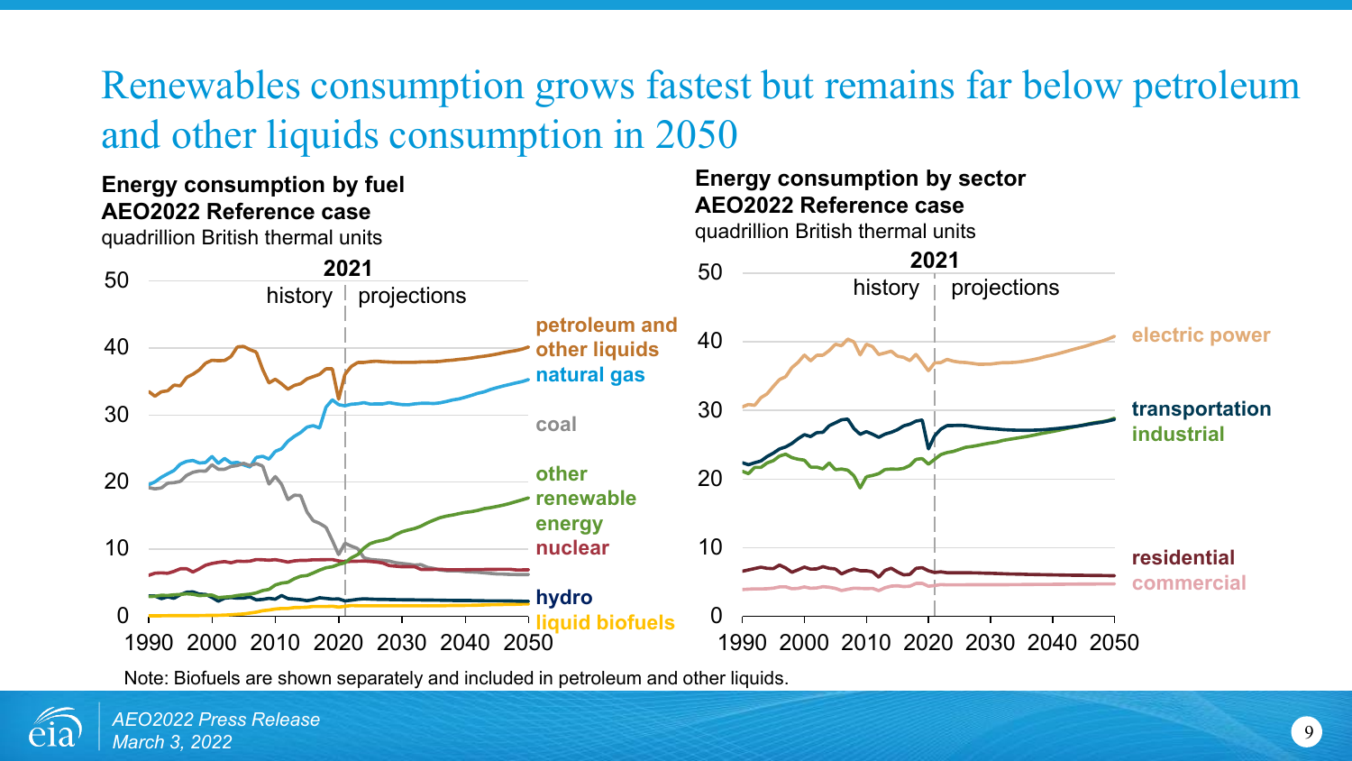# Renewables consumption grows fastest but remains far below petroleum and other liquids consumption in 2050

**Energy consumption by fuel**
**AEO2022 Reference case**
quadrillion British thermal units

2021
history | projections

petroleum and other liquids
natural gas
coal
other renewable energy
nuclear
hydro
liquid biofuels

**Energy consumption by sector**
**AEO2022 Reference case**
quadrillion British thermal units

2021
history | projections

electric power
transportation
industrial
residential
commercial

Note: Biofuels are shown separately and included in petroleum and other liquids.

*AEO2022 Press Release*
*March 3, 2022*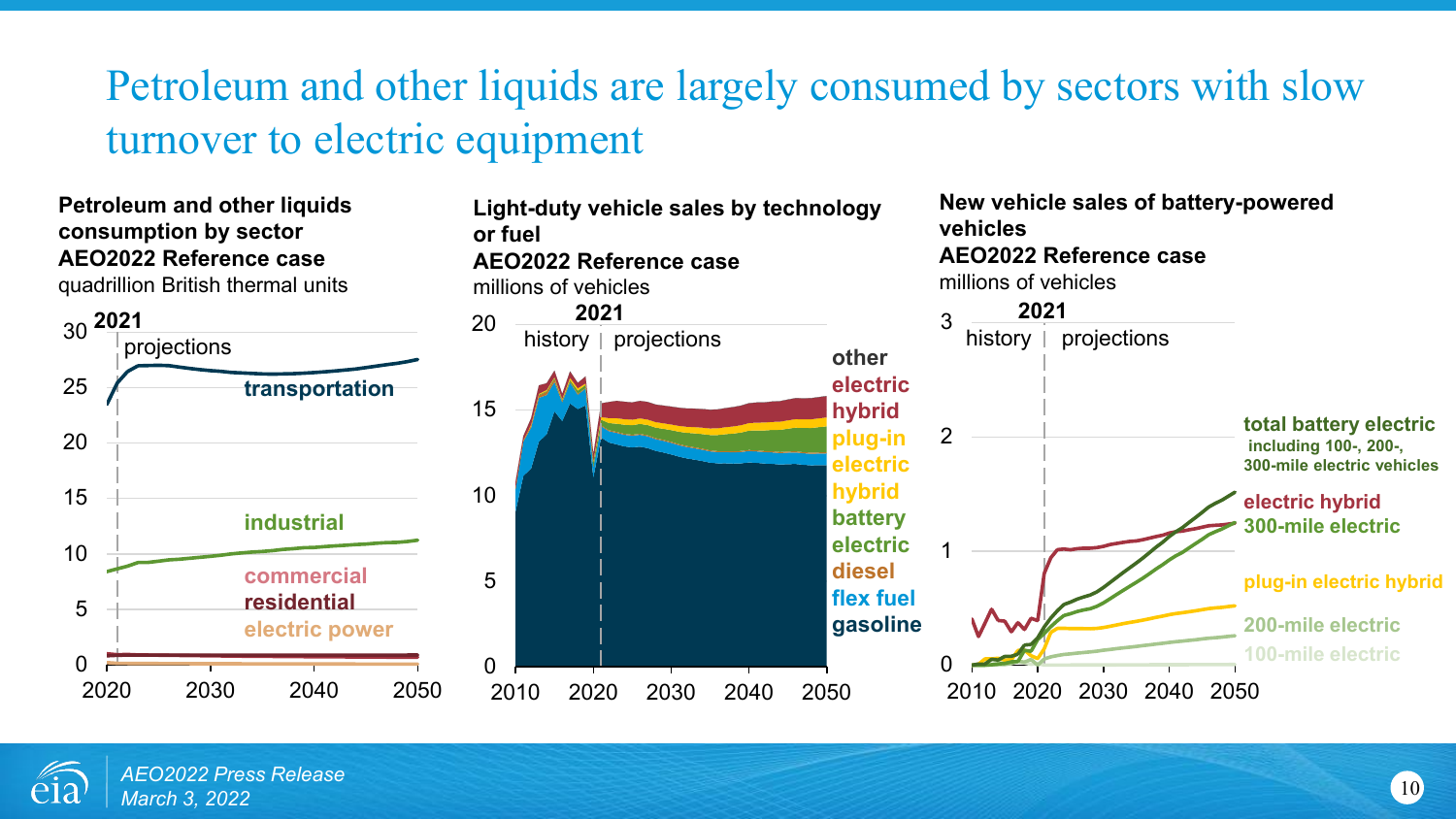# Petroleum and other liquids are largely consumed by sectors with slow turnover to electric equipment

**Petroleum and other liquids consumption by sector**
**AEO2022 Reference case**
quadrillion British thermal units

2021 projections

transportation, industrial, commercial, residential, electric power

**Light-duty vehicle sales by technology or fuel**
**AEO2022 Reference case**
millions of vehicles

2021 history | projections

other, electric hybrid, plug-in electric hybrid, battery electric, diesel, flex fuel, gasoline

**New vehicle sales of battery-powered vehicles**
**AEO2022 Reference case**
millions of vehicles

2021 history | projections

total battery electric including 100-, 200-, 300-mile electric vehicles; electric hybrid; 300-mile electric; plug-in electric hybrid; 200-mile electric; 100-mile electric

*AEO2022 Press Release*
*March 3, 2022*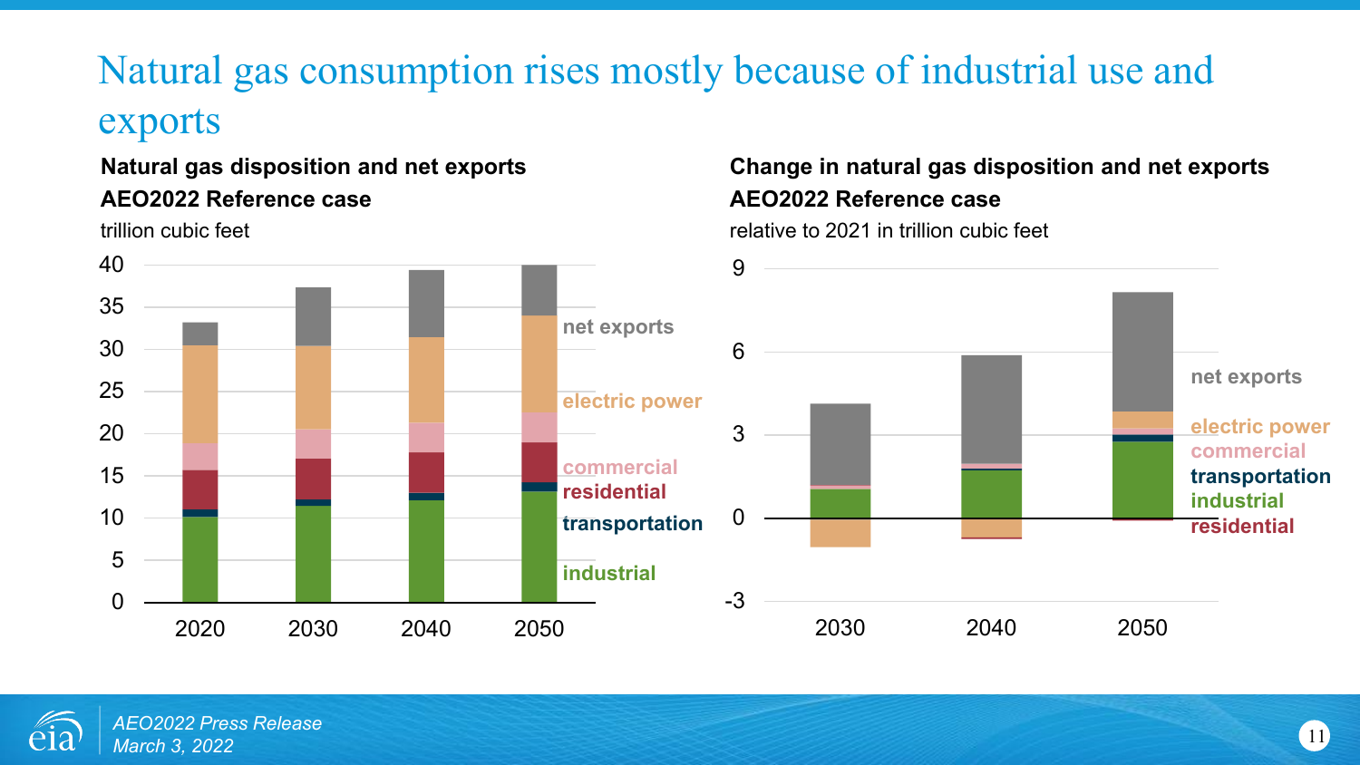# Natural gas consumption rises mostly because of industrial use and exports

**Natural gas disposition and net exports**

**AEO2022 Reference case**

trillion cubic feet

**Change in natural gas disposition and net exports**

**AEO2022 Reference case**

relative to 2021 in trillion cubic feet

*AEO2022 Press Release*
*March 3, 2022*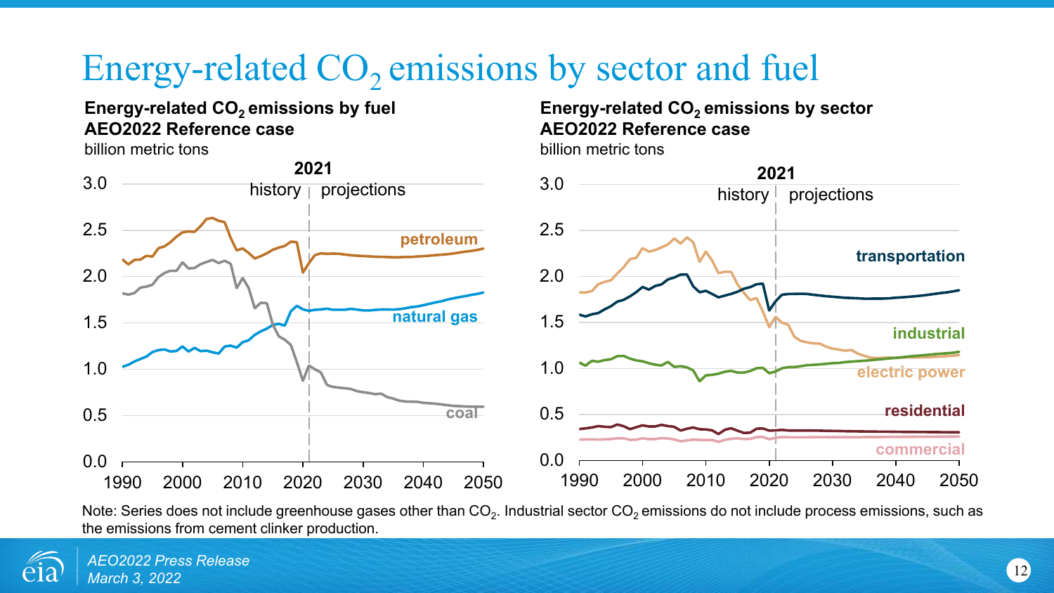# Energy-related $CO_2$ emissions by sector and fuel

**Energy-related $CO_2$ emissions by fuel**
**AEO2022 Reference case**
billion metric tons

**Energy-related $CO_2$ emissions by sector**
**AEO2022 Reference case**
billion metric tons

Note: Series does not include greenhouse gases other than $CO_2$. Industrial sector $CO_2$ emissions do not include process emissions, such as the emissions from cement clinker production.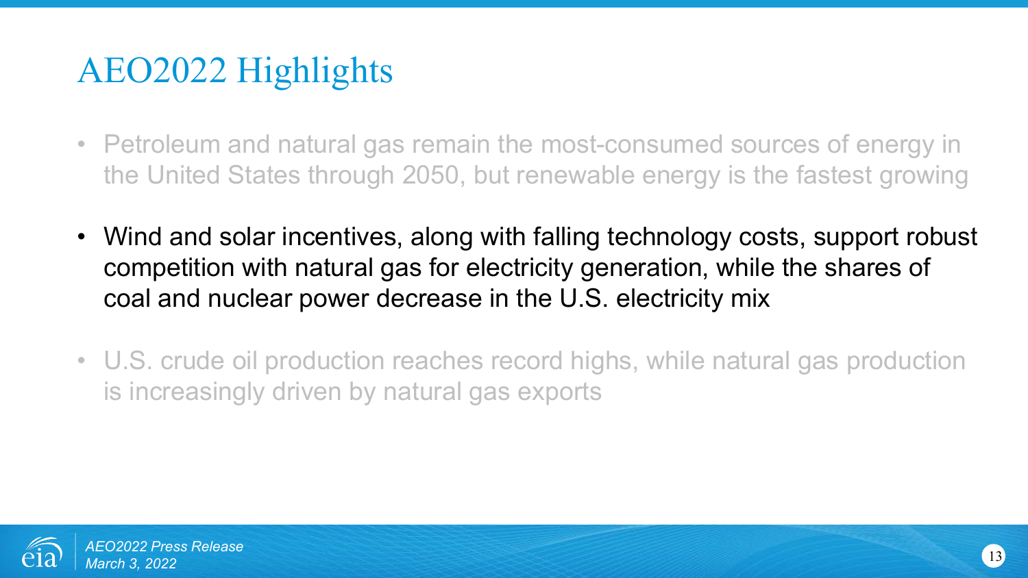# AEO2022 Highlights

- Petroleum and natural gas remain the most-consumed sources of energy in the United States through 2050, but renewable energy is the fastest growing
- Wind and solar incentives, along with falling technology costs, support robust competition with natural gas for electricity generation, while the shares of coal and nuclear power decrease in the U.S. electricity mix
- U.S. crude oil production reaches record highs, while natural gas production is increasingly driven by natural gas exports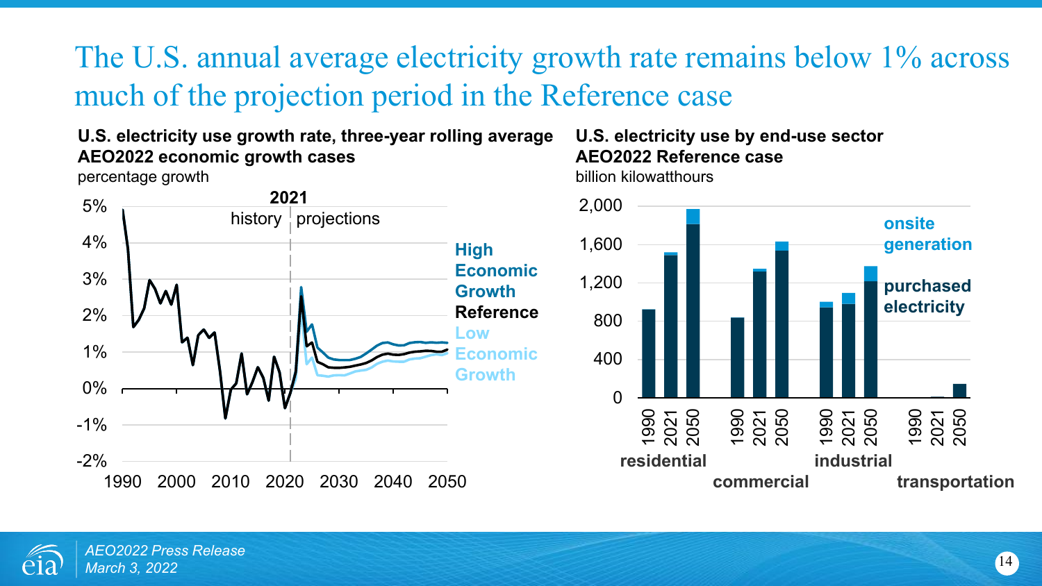# The U.S. annual average electricity growth rate remains below 1% across much of the projection period in the Reference case

**U.S. electricity use growth rate, three-year rolling average**
**AEO2022 economic growth cases**
percentage growth

2021
history | projections

- High Economic Growth
- Reference
- Low Economic Growth

**U.S. electricity use by end-use sector**
**AEO2022 Reference case**
billion kilowatthours

- onsite generation
- purchased electricity

residential, commercial, industrial, transportation

*AEO2022 Press Release*
*March 3, 2022*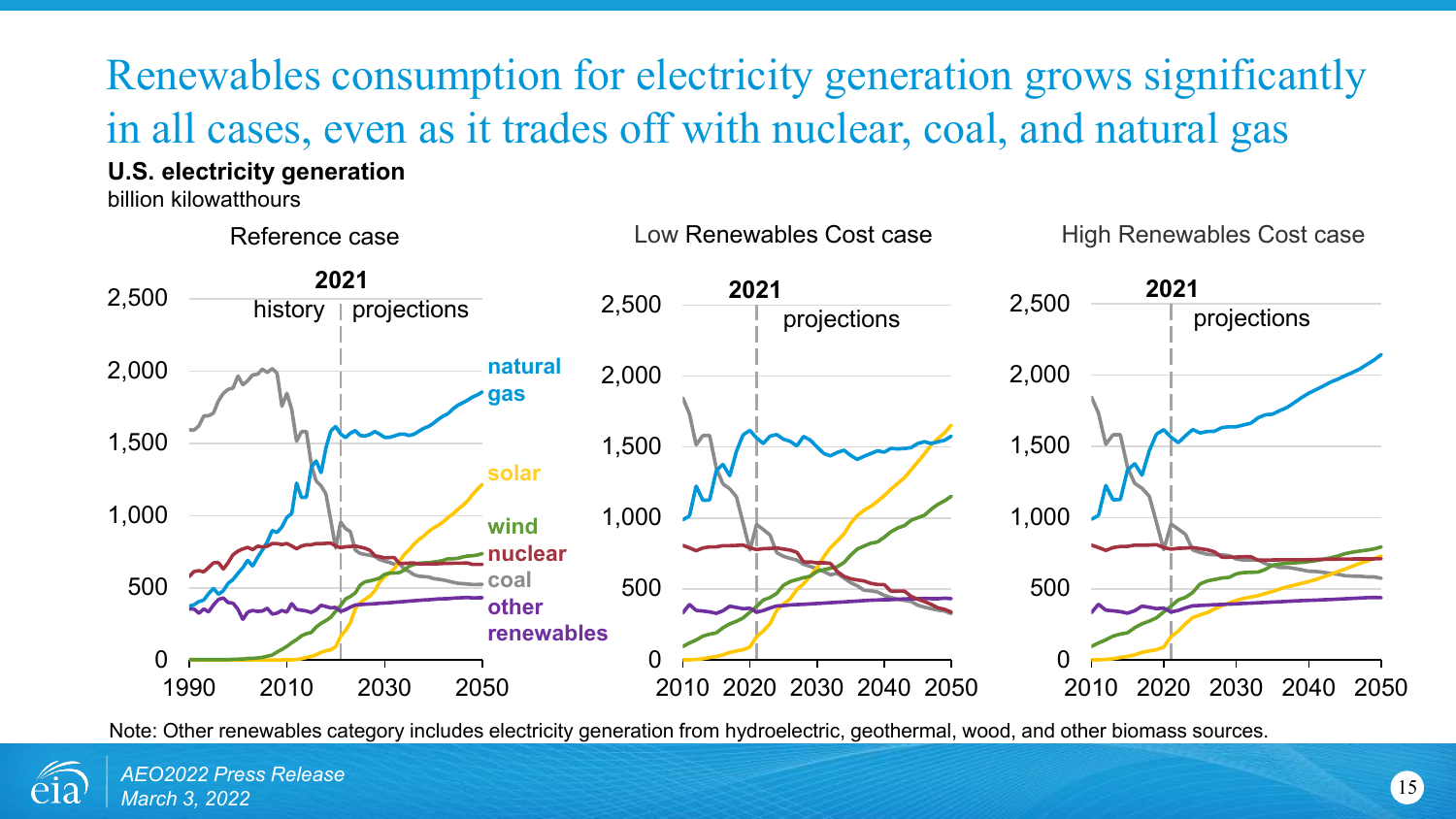# Renewables consumption for electricity generation grows significantly in all cases, even as it trades off with nuclear, coal, and natural gas

**U.S. electricity generation**
billion kilowatthours

Reference case

2021
history | projections

natural gas
solar
wind
nuclear
coal
other renewables

Low Renewables Cost case

2021
projections

High Renewables Cost case

2021
projections

Note: Other renewables category includes electricity generation from hydroelectric, geothermal, wood, and other biomass sources.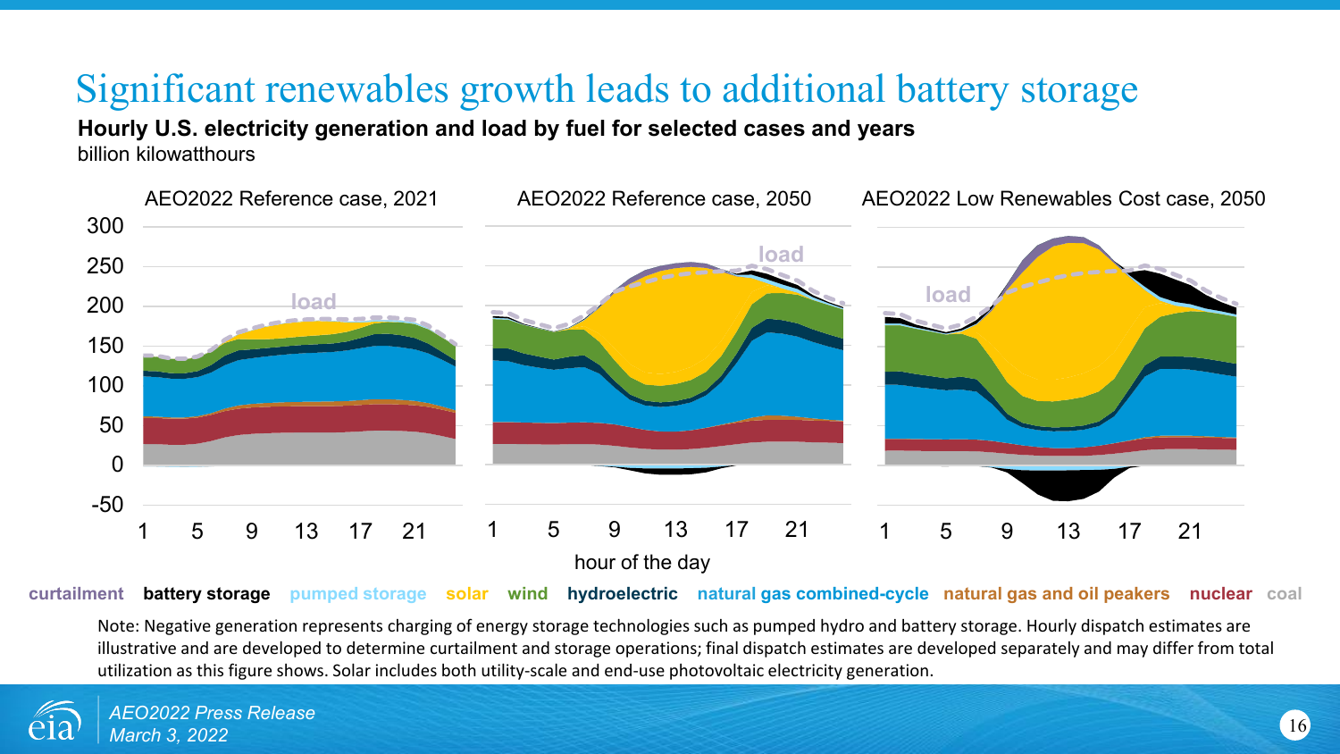# Significant renewables growth leads to additional battery storage

**Hourly U.S. electricity generation and load by fuel for selected cases and years**
billion kilowatthours

AEO2022 Reference case, 2021 | AEO2022 Reference case, 2050 | AEO2022 Low Renewables Cost case, 2050

hour of the day

curtailment | battery storage | pumped storage | solar | wind | hydroelectric | natural gas combined-cycle | natural gas and oil peakers | nuclear | coal

Note: Negative generation represents charging of energy storage technologies such as pumped hydro and battery storage. Hourly dispatch estimates are illustrative and are developed to determine curtailment and storage operations; final dispatch estimates are developed separately and may differ from total utilization as this figure shows. Solar includes both utility-scale and end-use photovoltaic electricity generation.

*AEO2022 Press Release*
*March 3, 2022*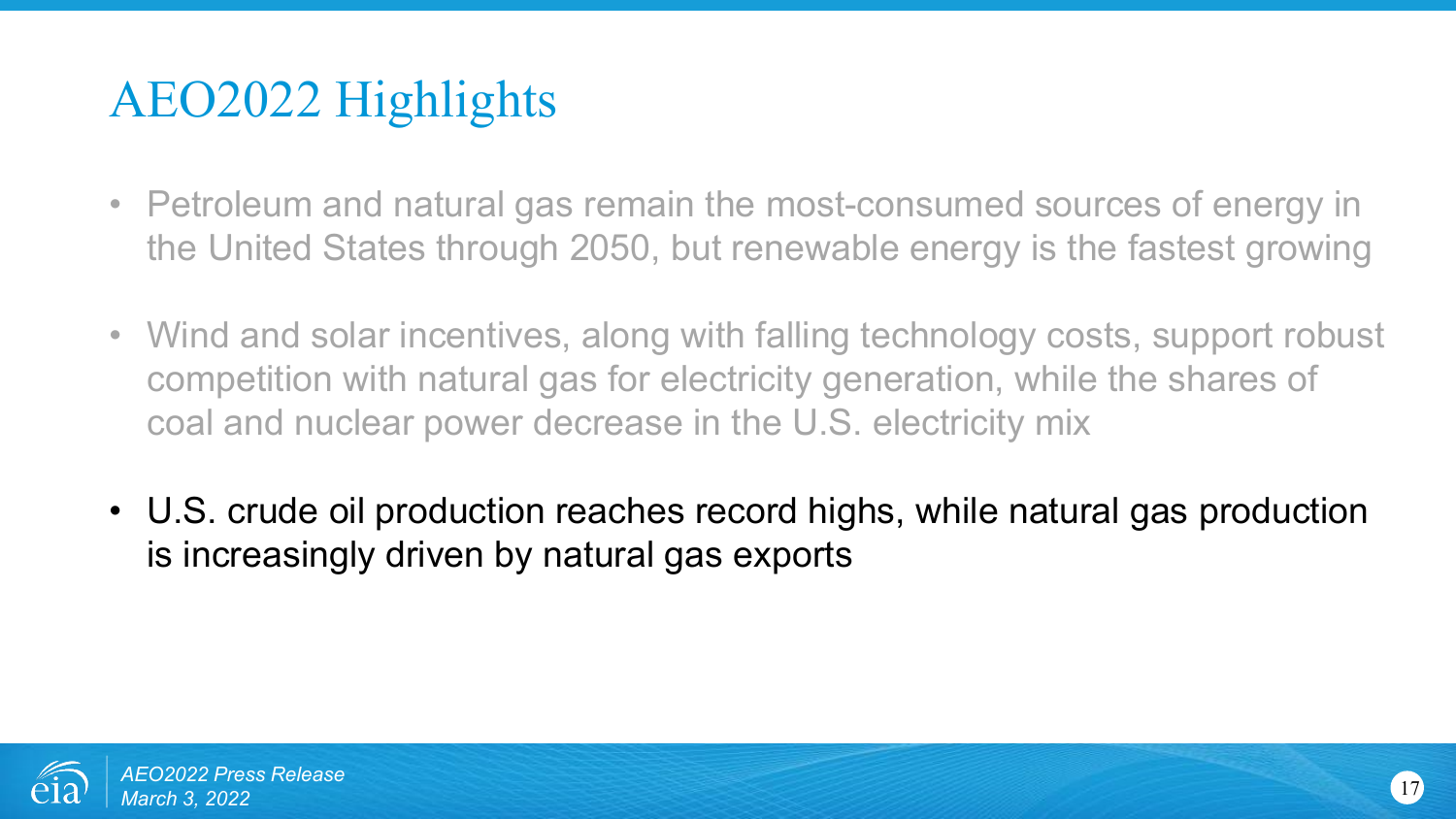# AEO2022 Highlights

- Petroleum and natural gas remain the most-consumed sources of energy in the United States through 2050, but renewable energy is the fastest growing
- Wind and solar incentives, along with falling technology costs, support robust competition with natural gas for electricity generation, while the shares of coal and nuclear power decrease in the U.S. electricity mix
- U.S. crude oil production reaches record highs, while natural gas production is increasingly driven by natural gas exports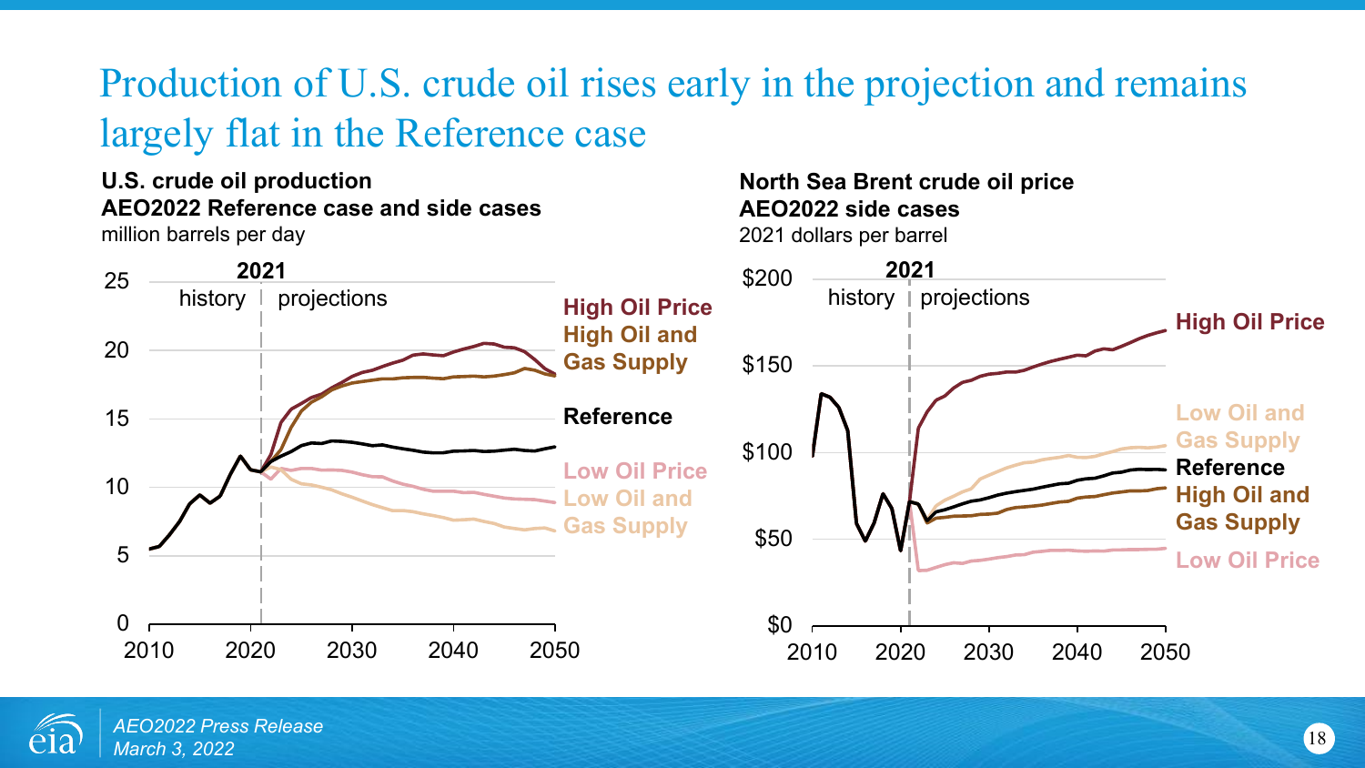# Production of U.S. crude oil rises early in the projection and remains largely flat in the Reference case

**U.S. crude oil production**
**AEO2022 Reference case and side cases**
million barrels per day

25
20
15
10
5
0

2021
history | projections

2010 2020 2030 2040 2050

**High Oil Price**
**High Oil and Gas Supply**
**Reference**
**Low Oil Price**
**Low Oil and Gas Supply**

**North Sea Brent crude oil price**
**AEO2022 side cases**
2021 dollars per barrel

$200
$150
$100
$50
$0

2021
history | projections

2010 2020 2030 2040 2050

**High Oil Price**
**Low Oil and Gas Supply**
**Reference**
**High Oil and Gas Supply**
**Low Oil Price**

*AEO2022 Press Release*
*March 3, 2022*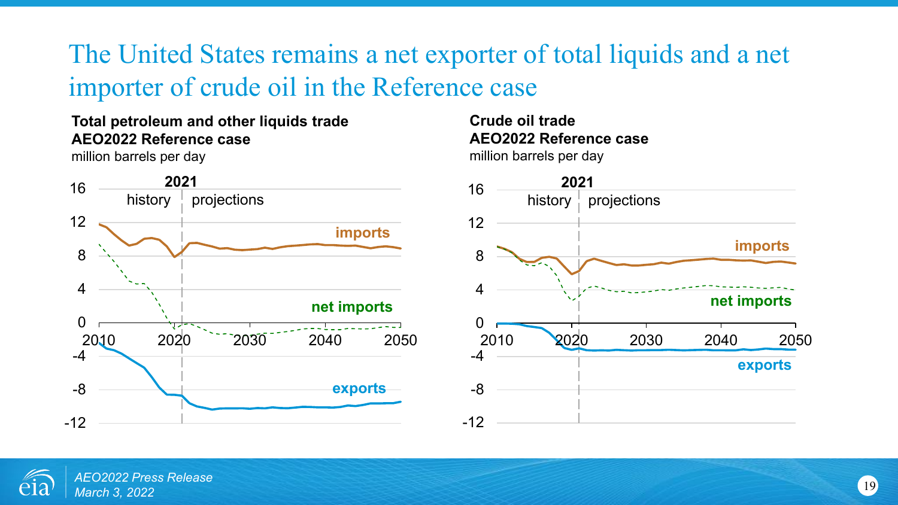# The United States remains a net exporter of total liquids and a net importer of crude oil in the Reference case

**Total petroleum and other liquids trade**
**AEO2022 Reference case**
million barrels per day

16, 12, 8, 4, 0, -4, -8, -12

2021

history | projections

imports

net imports

exports

2010, 2020, 2030, 2040, 2050

**Crude oil trade**
**AEO2022 Reference case**
million barrels per day

16, 12, 8, 4, 0, -4, -8, -12

2021

history | projections

imports

net imports

exports

2010, 2020, 2030, 2040, 2050

*AEO2022 Press Release*
*March 3, 2022*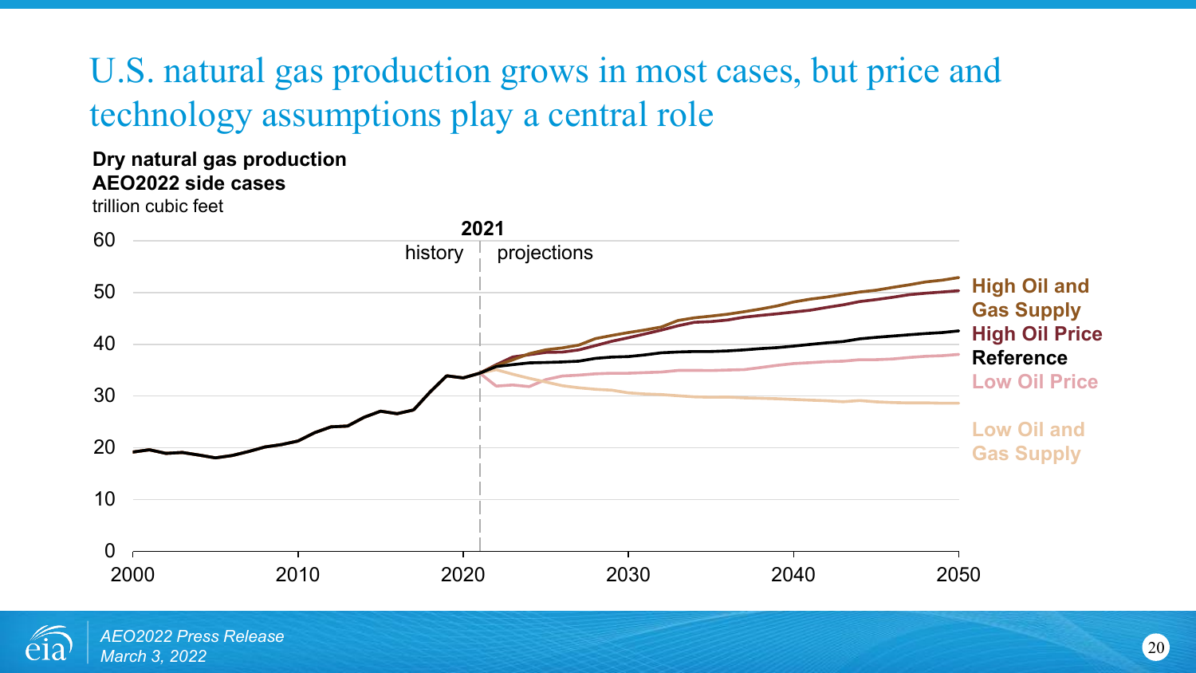# U.S. natural gas production grows in most cases, but price and technology assumptions play a central role

**Dry natural gas production**
**AEO2022 side cases**
trillion cubic feet

**2021**

history | projections

**High Oil and Gas Supply**
**High Oil Price**
**Reference**
**Low Oil Price**
**Low Oil and Gas Supply**

*AEO2022 Press Release*
*March 3, 2022*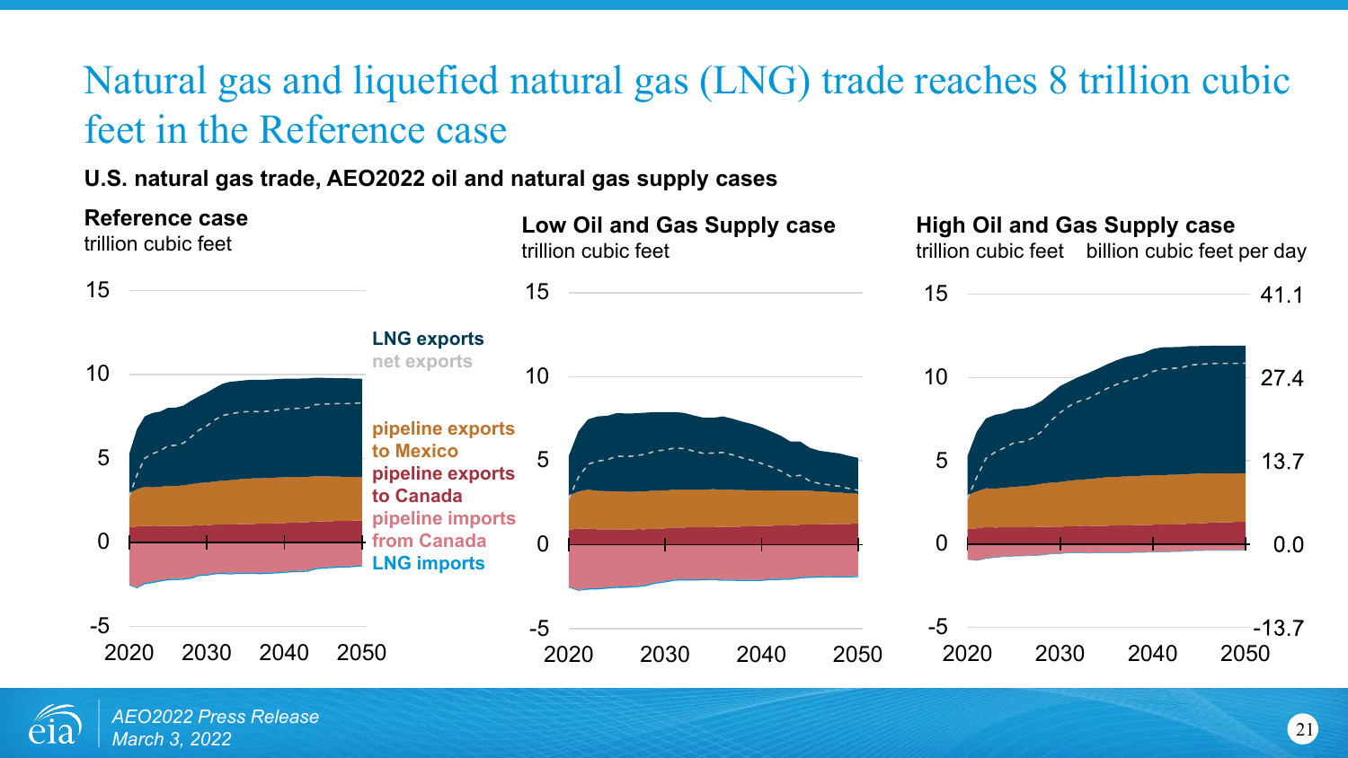# Natural gas and liquefied natural gas (LNG) trade reaches 8 trillion cubic feet in the Reference case

**U.S. natural gas trade, AEO2022 oil and natural gas supply cases**

**Reference case**
trillion cubic feet

**Low Oil and Gas Supply case**
trillion cubic feet

**High Oil and Gas Supply case**
trillion cubic feet    billion cubic feet per day

Legend: LNG exports; net exports; pipeline exports to Mexico; pipeline exports to Canada; pipeline imports from Canada; LNG imports

*AEO2022 Press Release*
*March 3, 2022*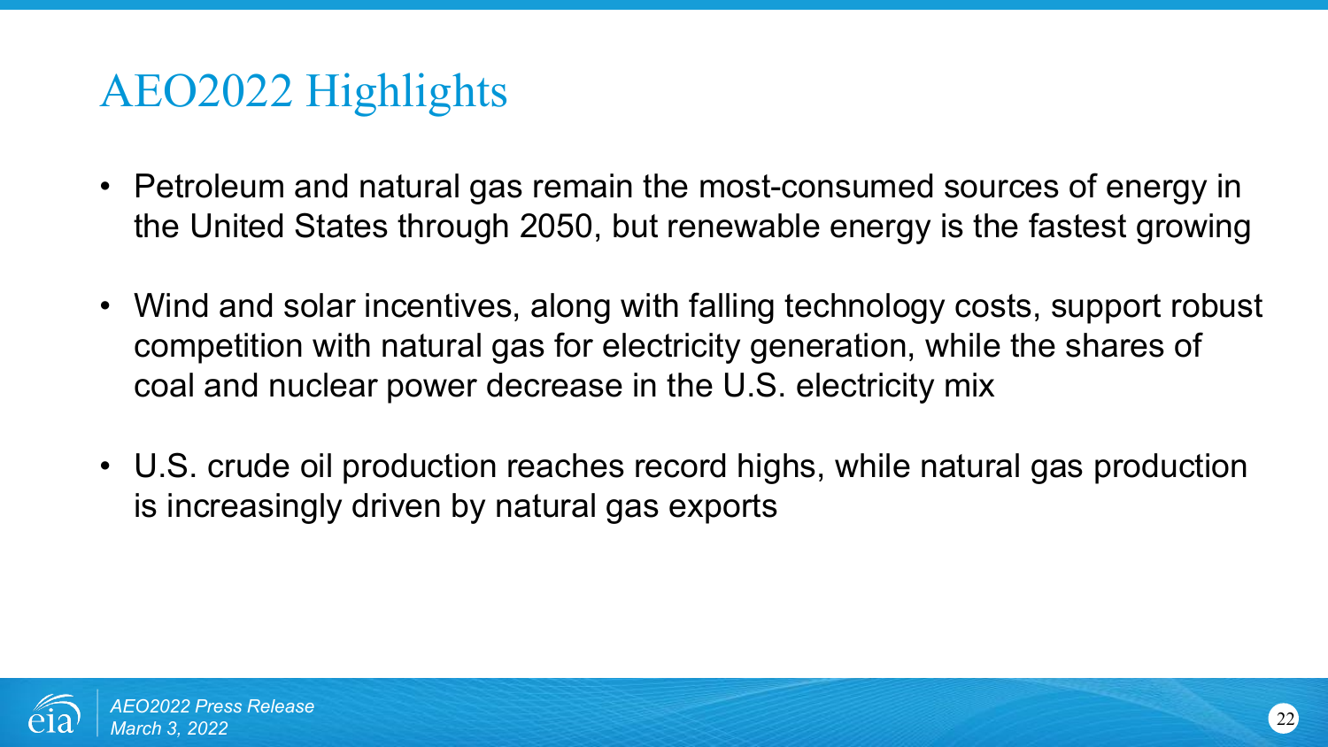# AEO2022 Highlights

- Petroleum and natural gas remain the most-consumed sources of energy in the United States through 2050, but renewable energy is the fastest growing
- Wind and solar incentives, along with falling technology costs, support robust competition with natural gas for electricity generation, while the shares of coal and nuclear power decrease in the U.S. electricity mix
- U.S. crude oil production reaches record highs, while natural gas production is increasingly driven by natural gas exports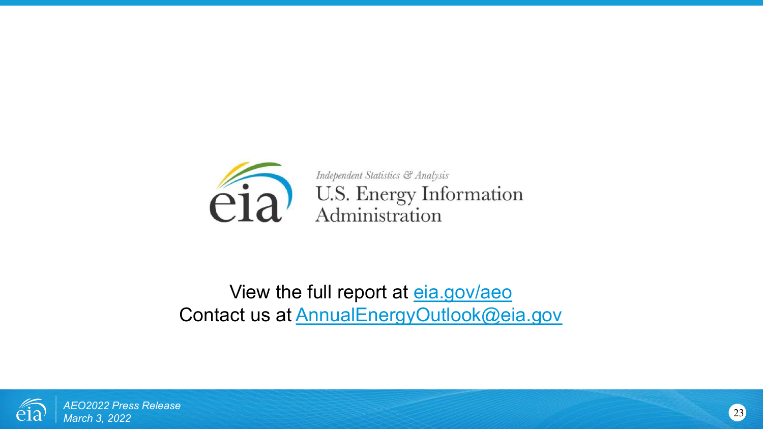Independent Statistics & Analysis
U.S. Energy Information Administration

View the full report at [eia.gov/aeo](https://www.eia.gov/aeo)
Contact us at [AnnualEnergyOutlook@eia.gov](mailto:AnnualEnergyOutlook@eia.gov)